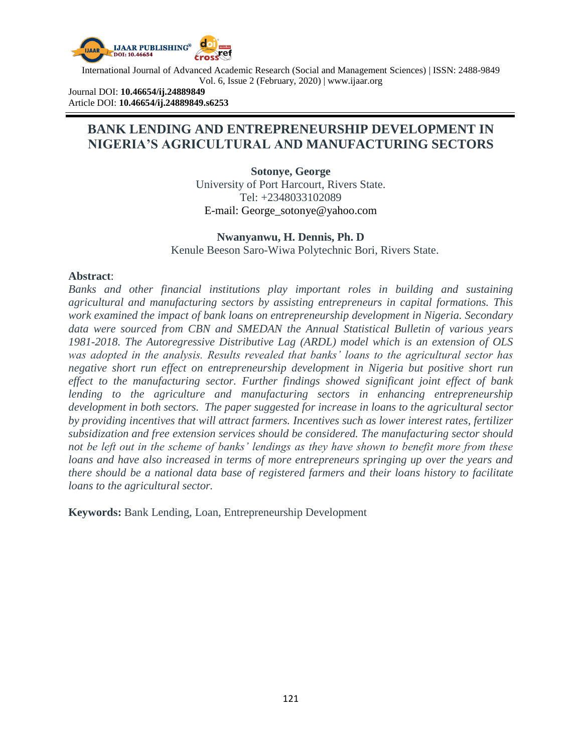International Journal of Advanced Academic Research (Social and Management Sciences) | ISSN: 2488-9849
Vol. 6, Issue 2 (February, 2020) | www.ijaar.org

Journal DOI: **10.46654/ij.24889849**
Article DOI: **10.46654/ij.24889849.s6253**

# BANK LENDING AND ENTREPRENEURSHIP DEVELOPMENT IN NIGERIA'S AGRICULTURAL AND MANUFACTURING SECTORS

**Sotonye, George**
University of Port Harcourt, Rivers State.
Tel: +2348033102089
E-mail: George_sotonye@yahoo.com

**Nwanyanwu, H. Dennis, Ph. D**
Kenule Beeson Saro-Wiwa Polytechnic Bori, Rivers State.

**Abstract**:
*Banks and other financial institutions play important roles in building and sustaining agricultural and manufacturing sectors by assisting entrepreneurs in capital formations. This work examined the impact of bank loans on entrepreneurship development in Nigeria. Secondary data were sourced from CBN and SMEDAN the Annual Statistical Bulletin of various years 1981-2018. The Autoregressive Distributive Lag (ARDL) model which is an extension of OLS was adopted in the analysis. Results revealed that banks' loans to the agricultural sector has negative short run effect on entrepreneurship development in Nigeria but positive short run effect to the manufacturing sector. Further findings showed significant joint effect of bank lending to the agriculture and manufacturing sectors in enhancing entrepreneurship development in both sectors. The paper suggested for increase in loans to the agricultural sector by providing incentives that will attract farmers. Incentives such as lower interest rates, fertilizer subsidization and free extension services should be considered. The manufacturing sector should not be left out in the scheme of banks' lendings as they have shown to benefit more from these loans and have also increased in terms of more entrepreneurs springing up over the years and there should be a national data base of registered farmers and their loans history to facilitate loans to the agricultural sector.*

**Keywords:** Bank Lending, Loan, Entrepreneurship Development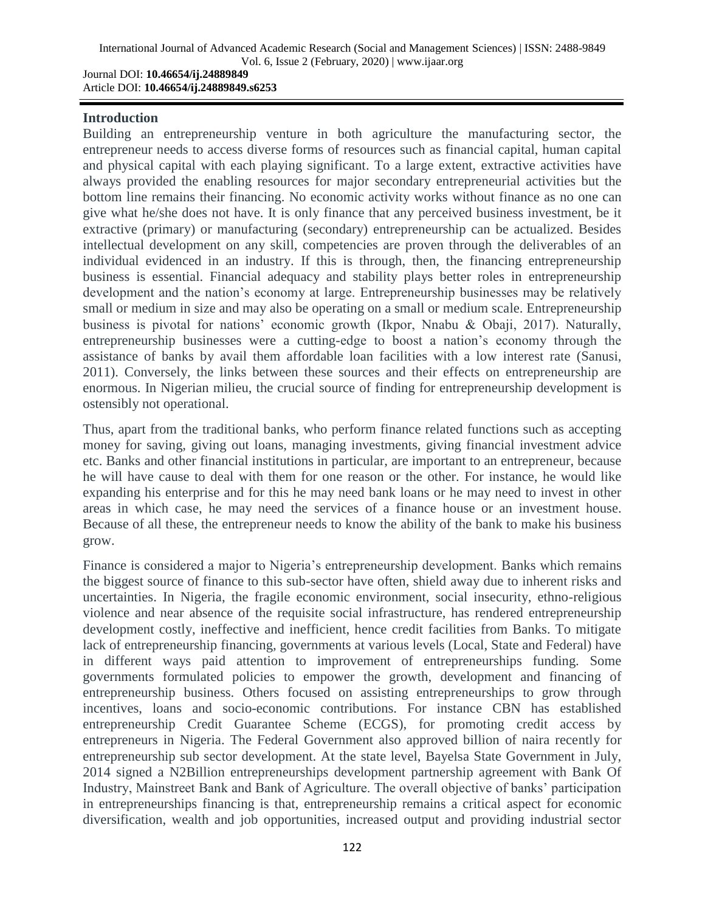## Introduction

Building an entrepreneurship venture in both agriculture the manufacturing sector, the entrepreneur needs to access diverse forms of resources such as financial capital, human capital and physical capital with each playing significant. To a large extent, extractive activities have always provided the enabling resources for major secondary entrepreneurial activities but the bottom line remains their financing. No economic activity works without finance as no one can give what he/she does not have. It is only finance that any perceived business investment, be it extractive (primary) or manufacturing (secondary) entrepreneurship can be actualized. Besides intellectual development on any skill, competencies are proven through the deliverables of an individual evidenced in an industry. If this is through, then, the financing entrepreneurship business is essential. Financial adequacy and stability plays better roles in entrepreneurship development and the nation's economy at large. Entrepreneurship businesses may be relatively small or medium in size and may also be operating on a small or medium scale. Entrepreneurship business is pivotal for nations' economic growth (Ikpor, Nnabu & Obaji, 2017). Naturally, entrepreneurship businesses were a cutting-edge to boost a nation's economy through the assistance of banks by avail them affordable loan facilities with a low interest rate (Sanusi, 2011). Conversely, the links between these sources and their effects on entrepreneurship are enormous. In Nigerian milieu, the crucial source of finding for entrepreneurship development is ostensibly not operational.

Thus, apart from the traditional banks, who perform finance related functions such as accepting money for saving, giving out loans, managing investments, giving financial investment advice etc. Banks and other financial institutions in particular, are important to an entrepreneur, because he will have cause to deal with them for one reason or the other. For instance, he would like expanding his enterprise and for this he may need bank loans or he may need to invest in other areas in which case, he may need the services of a finance house or an investment house. Because of all these, the entrepreneur needs to know the ability of the bank to make his business grow.

Finance is considered a major to Nigeria's entrepreneurship development. Banks which remains the biggest source of finance to this sub-sector have often, shield away due to inherent risks and uncertainties. In Nigeria, the fragile economic environment, social insecurity, ethno-religious violence and near absence of the requisite social infrastructure, has rendered entrepreneurship development costly, ineffective and inefficient, hence credit facilities from Banks. To mitigate lack of entrepreneurship financing, governments at various levels (Local, State and Federal) have in different ways paid attention to improvement of entrepreneurships funding. Some governments formulated policies to empower the growth, development and financing of entrepreneurship business. Others focused on assisting entrepreneurships to grow through incentives, loans and socio-economic contributions. For instance CBN has established entrepreneurship Credit Guarantee Scheme (ECGS), for promoting credit access by entrepreneurs in Nigeria. The Federal Government also approved billion of naira recently for entrepreneurship sub sector development. At the state level, Bayelsa State Government in July, 2014 signed a N2Billion entrepreneurships development partnership agreement with Bank Of Industry, Mainstreet Bank and Bank of Agriculture. The overall objective of banks' participation in entrepreneurships financing is that, entrepreneurship remains a critical aspect for economic diversification, wealth and job opportunities, increased output and providing industrial sector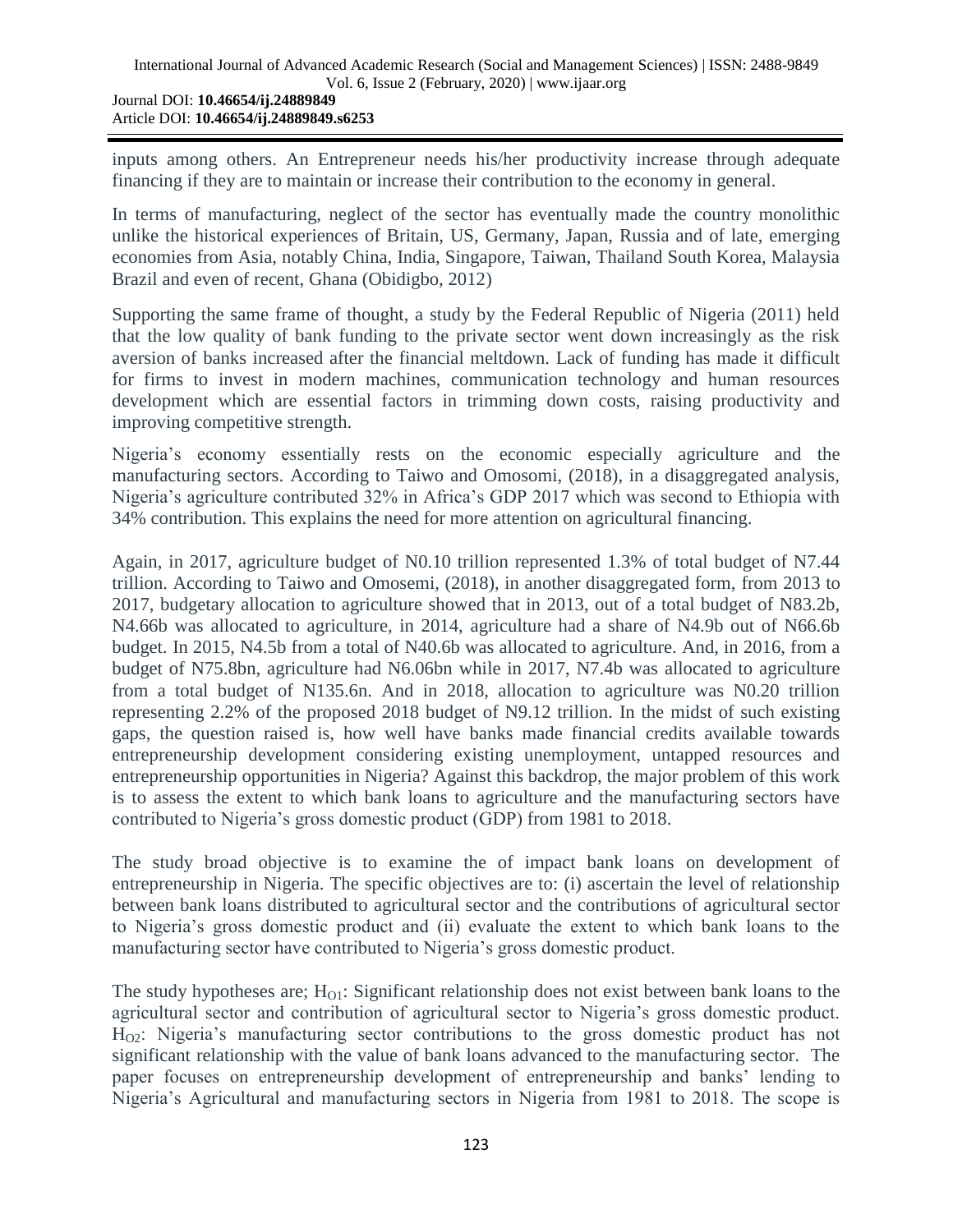inputs among others. An Entrepreneur needs his/her productivity increase through adequate financing if they are to maintain or increase their contribution to the economy in general.

In terms of manufacturing, neglect of the sector has eventually made the country monolithic unlike the historical experiences of Britain, US, Germany, Japan, Russia and of late, emerging economies from Asia, notably China, India, Singapore, Taiwan, Thailand South Korea, Malaysia Brazil and even of recent, Ghana (Obidigbo, 2012)

Supporting the same frame of thought, a study by the Federal Republic of Nigeria (2011) held that the low quality of bank funding to the private sector went down increasingly as the risk aversion of banks increased after the financial meltdown. Lack of funding has made it difficult for firms to invest in modern machines, communication technology and human resources development which are essential factors in trimming down costs, raising productivity and improving competitive strength.

Nigeria's economy essentially rests on the economic especially agriculture and the manufacturing sectors. According to Taiwo and Omosomi, (2018), in a disaggregated analysis, Nigeria's agriculture contributed 32% in Africa's GDP 2017 which was second to Ethiopia with 34% contribution. This explains the need for more attention on agricultural financing.

Again, in 2017, agriculture budget of N0.10 trillion represented 1.3% of total budget of N7.44 trillion. According to Taiwo and Omosemi, (2018), in another disaggregated form, from 2013 to 2017, budgetary allocation to agriculture showed that in 2013, out of a total budget of N83.2b, N4.66b was allocated to agriculture, in 2014, agriculture had a share of N4.9b out of N66.6b budget. In 2015, N4.5b from a total of N40.6b was allocated to agriculture. And, in 2016, from a budget of N75.8bn, agriculture had N6.06bn while in 2017, N7.4b was allocated to agriculture from a total budget of N135.6n. And in 2018, allocation to agriculture was N0.20 trillion representing 2.2% of the proposed 2018 budget of N9.12 trillion. In the midst of such existing gaps, the question raised is, how well have banks made financial credits available towards entrepreneurship development considering existing unemployment, untapped resources and entrepreneurship opportunities in Nigeria? Against this backdrop, the major problem of this work is to assess the extent to which bank loans to agriculture and the manufacturing sectors have contributed to Nigeria's gross domestic product (GDP) from 1981 to 2018.

The study broad objective is to examine the of impact bank loans on development of entrepreneurship in Nigeria. The specific objectives are to: (i) ascertain the level of relationship between bank loans distributed to agricultural sector and the contributions of agricultural sector to Nigeria's gross domestic product and (ii) evaluate the extent to which bank loans to the manufacturing sector have contributed to Nigeria's gross domestic product.

The study hypotheses are; $H_{O1}$: Significant relationship does not exist between bank loans to the agricultural sector and contribution of agricultural sector to Nigeria's gross domestic product. $H_{O2}$: Nigeria's manufacturing sector contributions to the gross domestic product has not significant relationship with the value of bank loans advanced to the manufacturing sector. The paper focuses on entrepreneurship development of entrepreneurship and banks' lending to Nigeria's Agricultural and manufacturing sectors in Nigeria from 1981 to 2018. The scope is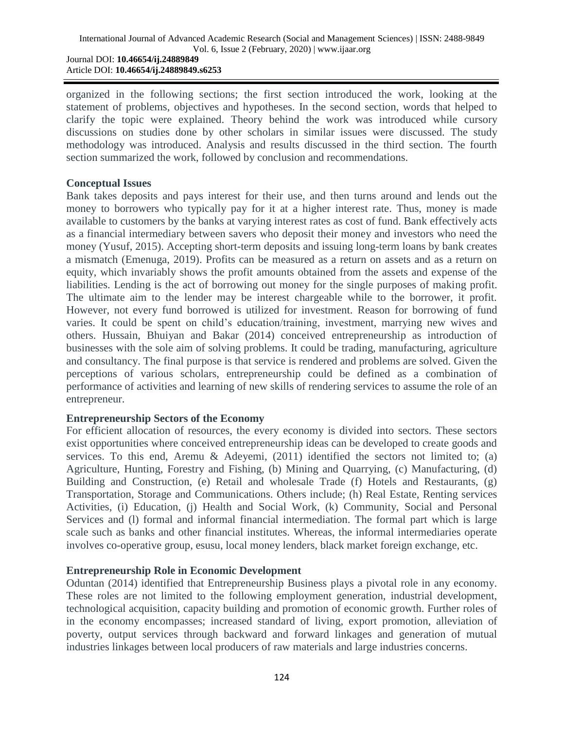organized in the following sections; the first section introduced the work, looking at the statement of problems, objectives and hypotheses. In the second section, words that helped to clarify the topic were explained. Theory behind the work was introduced while cursory discussions on studies done by other scholars in similar issues were discussed. The study methodology was introduced. Analysis and results discussed in the third section. The fourth section summarized the work, followed by conclusion and recommendations.

## Conceptual Issues

Bank takes deposits and pays interest for their use, and then turns around and lends out the money to borrowers who typically pay for it at a higher interest rate. Thus, money is made available to customers by the banks at varying interest rates as cost of fund. Bank effectively acts as a financial intermediary between savers who deposit their money and investors who need the money (Yusuf, 2015). Accepting short-term deposits and issuing long-term loans by bank creates a mismatch (Emenuga, 2019). Profits can be measured as a return on assets and as a return on equity, which invariably shows the profit amounts obtained from the assets and expense of the liabilities. Lending is the act of borrowing out money for the single purposes of making profit. The ultimate aim to the lender may be interest chargeable while to the borrower, it profit. However, not every fund borrowed is utilized for investment. Reason for borrowing of fund varies. It could be spent on child's education/training, investment, marrying new wives and others. Hussain, Bhuiyan and Bakar (2014) conceived entrepreneurship as introduction of businesses with the sole aim of solving problems. It could be trading, manufacturing, agriculture and consultancy. The final purpose is that service is rendered and problems are solved. Given the perceptions of various scholars, entrepreneurship could be defined as a combination of performance of activities and learning of new skills of rendering services to assume the role of an entrepreneur.

### Entrepreneurship Sectors of the Economy

For efficient allocation of resources, the every economy is divided into sectors. These sectors exist opportunities where conceived entrepreneurship ideas can be developed to create goods and services. To this end, Aremu & Adeyemi, (2011) identified the sectors not limited to; (a) Agriculture, Hunting, Forestry and Fishing, (b) Mining and Quarrying, (c) Manufacturing, (d) Building and Construction, (e) Retail and wholesale Trade (f) Hotels and Restaurants, (g) Transportation, Storage and Communications. Others include; (h) Real Estate, Renting services Activities, (i) Education, (j) Health and Social Work, (k) Community, Social and Personal Services and (l) formal and informal financial intermediation. The formal part which is large scale such as banks and other financial institutes. Whereas, the informal intermediaries operate involves co-operative group, esusu, local money lenders, black market foreign exchange, etc.

### Entrepreneurship Role in Economic Development

Oduntan (2014) identified that Entrepreneurship Business plays a pivotal role in any economy. These roles are not limited to the following employment generation, industrial development, technological acquisition, capacity building and promotion of economic growth. Further roles of in the economy encompasses; increased standard of living, export promotion, alleviation of poverty, output services through backward and forward linkages and generation of mutual industries linkages between local producers of raw materials and large industries concerns.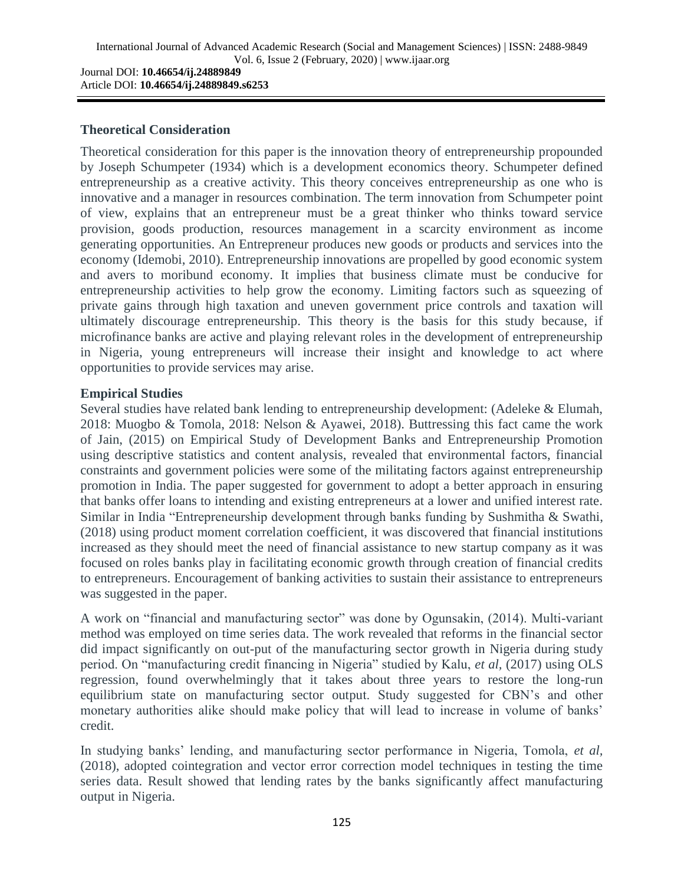## Theoretical Consideration

Theoretical consideration for this paper is the innovation theory of entrepreneurship propounded by Joseph Schumpeter (1934) which is a development economics theory. Schumpeter defined entrepreneurship as a creative activity. This theory conceives entrepreneurship as one who is innovative and a manager in resources combination. The term innovation from Schumpeter point of view, explains that an entrepreneur must be a great thinker who thinks toward service provision, goods production, resources management in a scarcity environment as income generating opportunities. An Entrepreneur produces new goods or products and services into the economy (Idemobi, 2010). Entrepreneurship innovations are propelled by good economic system and avers to moribund economy. It implies that business climate must be conducive for entrepreneurship activities to help grow the economy. Limiting factors such as squeezing of private gains through high taxation and uneven government price controls and taxation will ultimately discourage entrepreneurship. This theory is the basis for this study because, if microfinance banks are active and playing relevant roles in the development of entrepreneurship in Nigeria, young entrepreneurs will increase their insight and knowledge to act where opportunities to provide services may arise.

## Empirical Studies

Several studies have related bank lending to entrepreneurship development: (Adeleke & Elumah, 2018: Muogbo & Tomola, 2018: Nelson & Ayawei, 2018). Buttressing this fact came the work of Jain, (2015) on Empirical Study of Development Banks and Entrepreneurship Promotion using descriptive statistics and content analysis, revealed that environmental factors, financial constraints and government policies were some of the militating factors against entrepreneurship promotion in India. The paper suggested for government to adopt a better approach in ensuring that banks offer loans to intending and existing entrepreneurs at a lower and unified interest rate. Similar in India "Entrepreneurship development through banks funding by Sushmitha & Swathi, (2018) using product moment correlation coefficient, it was discovered that financial institutions increased as they should meet the need of financial assistance to new startup company as it was focused on roles banks play in facilitating economic growth through creation of financial credits to entrepreneurs. Encouragement of banking activities to sustain their assistance to entrepreneurs was suggested in the paper.

A work on "financial and manufacturing sector" was done by Ogunsakin, (2014). Multi-variant method was employed on time series data. The work revealed that reforms in the financial sector did impact significantly on out-put of the manufacturing sector growth in Nigeria during study period. On "manufacturing credit financing in Nigeria" studied by Kalu, *et al,* (2017) using OLS regression, found overwhelmingly that it takes about three years to restore the long-run equilibrium state on manufacturing sector output. Study suggested for CBN's and other monetary authorities alike should make policy that will lead to increase in volume of banks' credit.

In studying banks' lending, and manufacturing sector performance in Nigeria, Tomola, *et al,* (2018), adopted cointegration and vector error correction model techniques in testing the time series data. Result showed that lending rates by the banks significantly affect manufacturing output in Nigeria.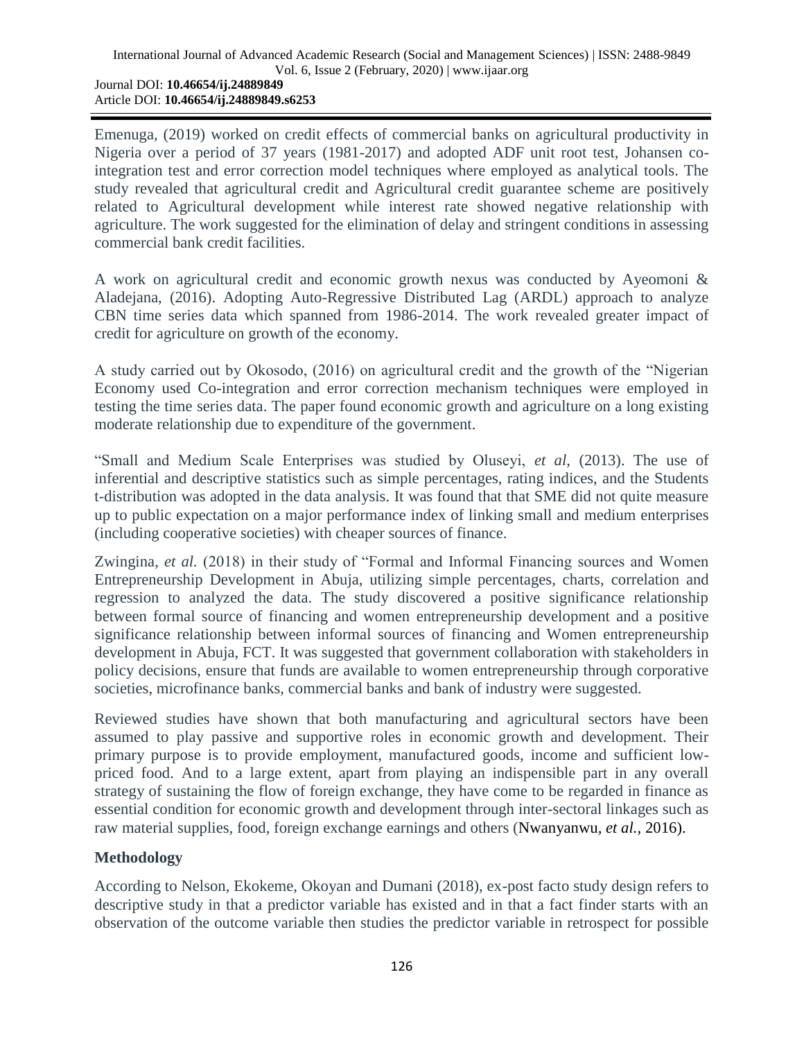Emenuga, (2019) worked on credit effects of commercial banks on agricultural productivity in Nigeria over a period of 37 years (1981-2017) and adopted ADF unit root test, Johansen co-integration test and error correction model techniques where employed as analytical tools. The study revealed that agricultural credit and Agricultural credit guarantee scheme are positively related to Agricultural development while interest rate showed negative relationship with agriculture. The work suggested for the elimination of delay and stringent conditions in assessing commercial bank credit facilities.

A work on agricultural credit and economic growth nexus was conducted by Ayeomoni & Aladejana, (2016). Adopting Auto-Regressive Distributed Lag (ARDL) approach to analyze CBN time series data which spanned from 1986-2014. The work revealed greater impact of credit for agriculture on growth of the economy.

A study carried out by Okosodo, (2016) on agricultural credit and the growth of the "Nigerian Economy used Co-integration and error correction mechanism techniques were employed in testing the time series data. The paper found economic growth and agriculture on a long existing moderate relationship due to expenditure of the government.

"Small and Medium Scale Enterprises was studied by Oluseyi, *et al*, (2013). The use of inferential and descriptive statistics such as simple percentages, rating indices, and the Students t-distribution was adopted in the data analysis. It was found that that SME did not quite measure up to public expectation on a major performance index of linking small and medium enterprises (including cooperative societies) with cheaper sources of finance.

Zwingina, *et al.* (2018) in their study of "Formal and Informal Financing sources and Women Entrepreneurship Development in Abuja, utilizing simple percentages, charts, correlation and regression to analyzed the data. The study discovered a positive significance relationship between formal source of financing and women entrepreneurship development and a positive significance relationship between informal sources of financing and Women entrepreneurship development in Abuja, FCT. It was suggested that government collaboration with stakeholders in policy decisions, ensure that funds are available to women entrepreneurship through corporative societies, microfinance banks, commercial banks and bank of industry were suggested.

Reviewed studies have shown that both manufacturing and agricultural sectors have been assumed to play passive and supportive roles in economic growth and development. Their primary purpose is to provide employment, manufactured goods, income and sufficient low-priced food. And to a large extent, apart from playing an indispensible part in any overall strategy of sustaining the flow of foreign exchange, they have come to be regarded in finance as essential condition for economic growth and development through inter-sectoral linkages such as raw material supplies, food, foreign exchange earnings and others (Nwanyanwu, *et al.*, 2016).

## Methodology

According to Nelson, Ekokeme, Okoyan and Dumani (2018), ex-post facto study design refers to descriptive study in that a predictor variable has existed and in that a fact finder starts with an observation of the outcome variable then studies the predictor variable in retrospect for possible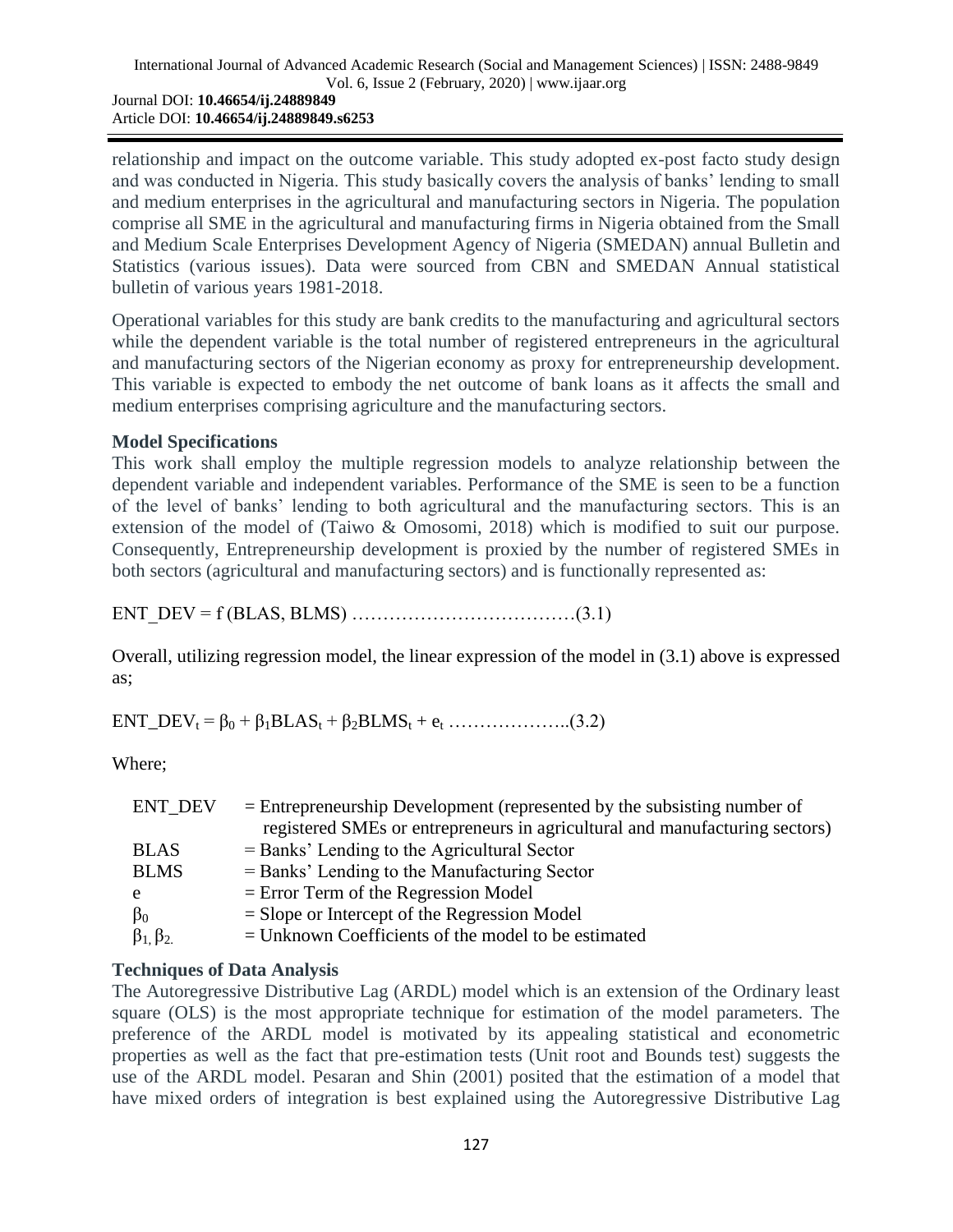relationship and impact on the outcome variable. This study adopted ex-post facto study design and was conducted in Nigeria. This study basically covers the analysis of banks' lending to small and medium enterprises in the agricultural and manufacturing sectors in Nigeria. The population comprise all SME in the agricultural and manufacturing firms in Nigeria obtained from the Small and Medium Scale Enterprises Development Agency of Nigeria (SMEDAN) annual Bulletin and Statistics (various issues). Data were sourced from CBN and SMEDAN Annual statistical bulletin of various years 1981-2018.

Operational variables for this study are bank credits to the manufacturing and agricultural sectors while the dependent variable is the total number of registered entrepreneurs in the agricultural and manufacturing sectors of the Nigerian economy as proxy for entrepreneurship development. This variable is expected to embody the net outcome of bank loans as it affects the small and medium enterprises comprising agriculture and the manufacturing sectors.

**Model Specifications**

This work shall employ the multiple regression models to analyze relationship between the dependent variable and independent variables. Performance of the SME is seen to be a function of the level of banks' lending to both agricultural and the manufacturing sectors. This is an extension of the model of (Taiwo & Omosomi, 2018) which is modified to suit our purpose. Consequently, Entrepreneurship development is proxied by the number of registered SMEs in both sectors (agricultural and manufacturing sectors) and is functionally represented as:

$$ENT\_DEV = f\,(BLAS, BLMS) \quad \ldots\ldots\ldots\ldots\ldots\ldots\ldots\ldots\ldots\ldots(3.1)$$

Overall, utilizing regression model, the linear expression of the model in (3.1) above is expressed as;

$$ENT\_DEV_t = \beta_0 + \beta_1 BLAS_t + \beta_2 BLMS_t + e_t \quad \ldots\ldots\ldots\ldots\ldots\ldots..(3.2)$$

Where;

| | |
|---|---|
| ENT_DEV | = Entrepreneurship Development (represented by the subsisting number of registered SMEs or entrepreneurs in agricultural and manufacturing sectors) |
| BLAS | = Banks' Lending to the Agricultural Sector |
| BLMS | = Banks' Lending to the Manufacturing Sector |
| e | = Error Term of the Regression Model |
| $\beta_0$ | = Slope or Intercept of the Regression Model |
| $\beta_1, \beta_2$ | = Unknown Coefficients of the model to be estimated |

**Techniques of Data Analysis**

The Autoregressive Distributive Lag (ARDL) model which is an extension of the Ordinary least square (OLS) is the most appropriate technique for estimation of the model parameters. The preference of the ARDL model is motivated by its appealing statistical and econometric properties as well as the fact that pre-estimation tests (Unit root and Bounds test) suggests the use of the ARDL model. Pesaran and Shin (2001) posited that the estimation of a model that have mixed orders of integration is best explained using the Autoregressive Distributive Lag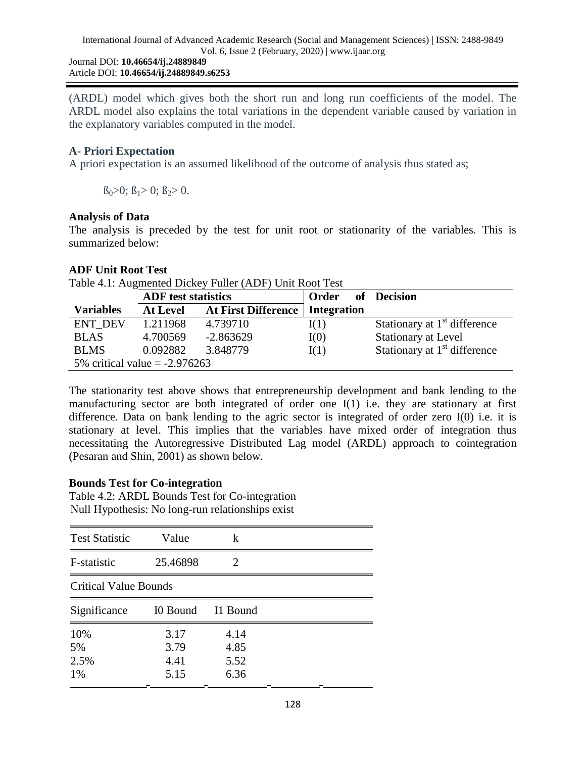(ARDL) model which gives both the short run and long run coefficients of the model. The ARDL model also explains the total variations in the dependent variable caused by variation in the explanatory variables computed in the model.

### A- Priori Expectation

A priori expectation is an assumed likelihood of the outcome of analysis thus stated as;

$ß_0 > 0$; $ß_1 > 0$; $ß_2 > 0$.

### Analysis of Data

The analysis is preceded by the test for unit root or stationarity of the variables. This is summarized below:

### ADF Unit Root Test

Table 4.1: Augmented Dickey Fuller (ADF) Unit Root Test

| | ADF test statistics | | Order of | Decision |
|---|---|---|---|---|
| **Variables** | **At Level** | **At First Difference** | **Integration** | |
| ENT_DEV | 1.211968 | 4.739710 | I(1) | Stationary at $1^{st}$ difference |
| BLAS | 4.700569 | -2.863629 | I(0) | Stationary at Level |
| BLMS | 0.092882 | 3.848779 | I(1) | Stationary at $1^{st}$ difference |
| 5% critical value = -2.976263 | | | | |

The stationarity test above shows that entrepreneurship development and bank lending to the manufacturing sector are both integrated of order one I(1) i.e. they are stationary at first difference. Data on bank lending to the agric sector is integrated of order zero I(0) i.e. it is stationary at level. This implies that the variables have mixed order of integration thus necessitating the Autoregressive Distributed Lag model (ARDL) approach to cointegration (Pesaran and Shin, 2001) as shown below.

### Bounds Test for Co-integration

Table 4.2: ARDL Bounds Test for Co-integration
Null Hypothesis: No long-run relationships exist

| Test Statistic | Value | k |
|---|---|---|
| F-statistic | 25.46898 | 2 |
| Critical Value Bounds | | |
| Significance | I0 Bound | I1 Bound |
| 10% | 3.17 | 4.14 |
| 5% | 3.79 | 4.85 |
| 2.5% | 4.41 | 5.52 |
| 1% | 5.15 | 6.36 |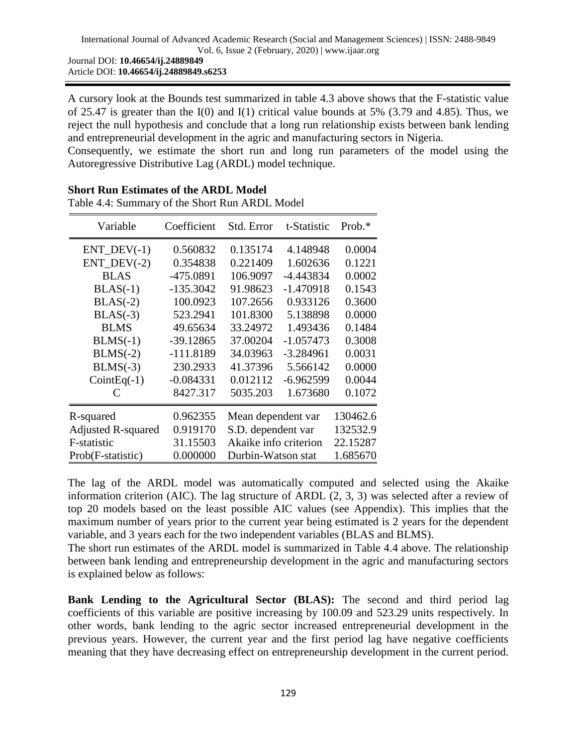A cursory look at the Bounds test summarized in table 4.3 above shows that the F-statistic value of 25.47 is greater than the I(0) and I(1) critical value bounds at 5% (3.79 and 4.85). Thus, we reject the null hypothesis and conclude that a long run relationship exists between bank lending and entrepreneurial development in the agric and manufacturing sectors in Nigeria.

Consequently, we estimate the short run and long run parameters of the model using the Autoregressive Distributive Lag (ARDL) model technique.

**Short Run Estimates of the ARDL Model**

Table 4.4: Summary of the Short Run ARDL Model

| Variable | Coefficient | Std. Error | t-Statistic | Prob.* |
|---|---|---|---|---|
| ENT_DEV(-1) | 0.560832 | 0.135174 | 4.148948 | 0.0004 |
| ENT_DEV(-2) | 0.354838 | 0.221409 | 1.602636 | 0.1221 |
| BLAS | -475.0891 | 106.9097 | -4.443834 | 0.0002 |
| BLAS(-1) | -135.3042 | 91.98623 | -1.470918 | 0.1543 |
| BLAS(-2) | 100.0923 | 107.2656 | 0.933126 | 0.3600 |
| BLAS(-3) | 523.2941 | 101.8300 | 5.138898 | 0.0000 |
| BLMS | 49.65634 | 33.24972 | 1.493436 | 0.1484 |
| BLMS(-1) | -39.12865 | 37.00204 | -1.057473 | 0.3008 |
| BLMS(-2) | -111.8189 | 34.03963 | -3.284961 | 0.0031 |
| BLMS(-3) | 230.2933 | 41.37396 | 5.566142 | 0.0000 |
| CointEq(-1) | -0.084331 | 0.012112 | -6.962599 | 0.0044 |
| C | 8427.317 | 5035.203 | 1.673680 | 0.1072 |
| R-squared | 0.962355 | Mean dependent var | | 130462.6 |
| Adjusted R-squared | 0.919170 | S.D. dependent var | | 132532.9 |
| F-statistic | 31.15503 | Akaike info criterion | | 22.15287 |
| Prob(F-statistic) | 0.000000 | Durbin-Watson stat | | 1.685670 |

The lag of the ARDL model was automatically computed and selected using the Akaike information criterion (AIC). The lag structure of ARDL (2, 3, 3) was selected after a review of top 20 models based on the least possible AIC values (see Appendix). This implies that the maximum number of years prior to the current year being estimated is 2 years for the dependent variable, and 3 years each for the two independent variables (BLAS and BLMS).

The short run estimates of the ARDL model is summarized in Table 4.4 above. The relationship between bank lending and entrepreneurship development in the agric and manufacturing sectors is explained below as follows:

**Bank Lending to the Agricultural Sector (BLAS):** The second and third period lag coefficients of this variable are positive increasing by 100.09 and 523.29 units respectively. In other words, bank lending to the agric sector increased entrepreneurial development in the previous years. However, the current year and the first period lag have negative coefficients meaning that they have decreasing effect on entrepreneurship development in the current period.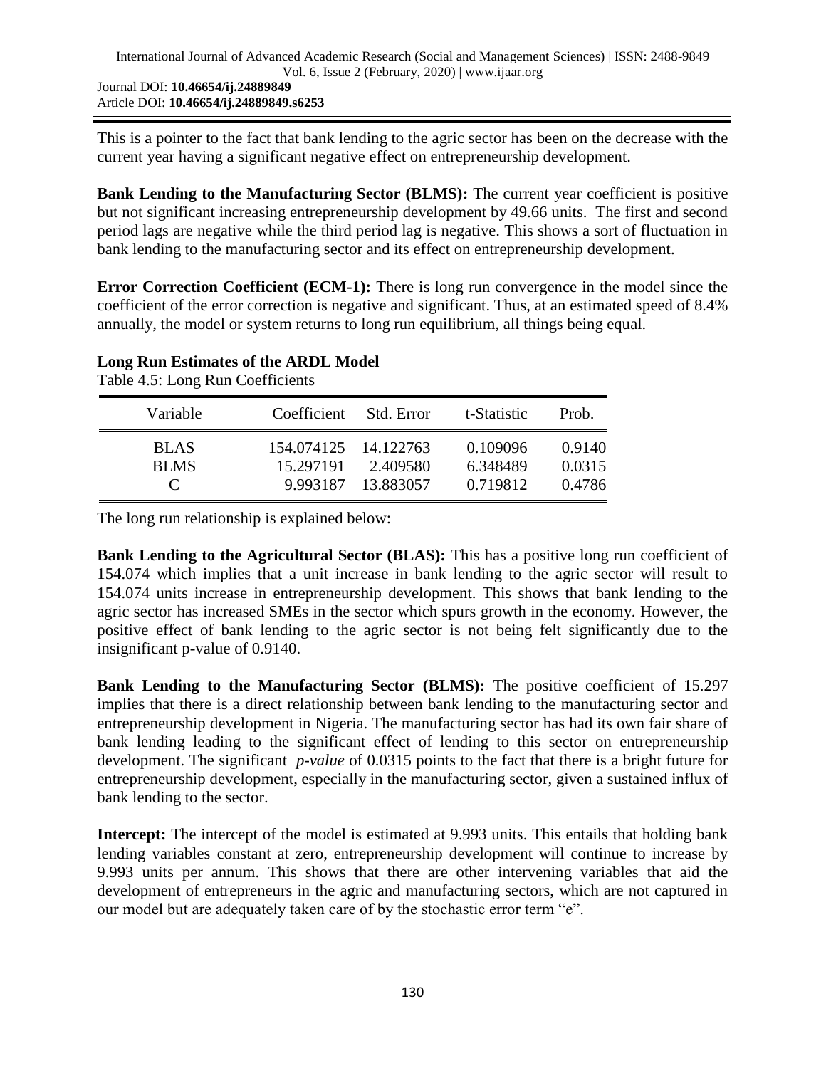This is a pointer to the fact that bank lending to the agric sector has been on the decrease with the current year having a significant negative effect on entrepreneurship development.

**Bank Lending to the Manufacturing Sector (BLMS):** The current year coefficient is positive but not significant increasing entrepreneurship development by 49.66 units. The first and second period lags are negative while the third period lag is negative. This shows a sort of fluctuation in bank lending to the manufacturing sector and its effect on entrepreneurship development.

**Error Correction Coefficient (ECM-1):** There is long run convergence in the model since the coefficient of the error correction is negative and significant. Thus, at an estimated speed of 8.4% annually, the model or system returns to long run equilibrium, all things being equal.

**Long Run Estimates of the ARDL Model**

Table 4.5: Long Run Coefficients

| Variable | Coefficient | Std. Error | t-Statistic | Prob. |
|---|---|---|---|---|
| BLAS | 154.074125 | 14.122763 | 0.109096 | 0.9140 |
| BLMS | 15.297191 | 2.409580 | 6.348489 | 0.0315 |
| C | 9.993187 | 13.883057 | 0.719812 | 0.4786 |

The long run relationship is explained below:

**Bank Lending to the Agricultural Sector (BLAS):** This has a positive long run coefficient of 154.074 which implies that a unit increase in bank lending to the agric sector will result to 154.074 units increase in entrepreneurship development. This shows that bank lending to the agric sector has increased SMEs in the sector which spurs growth in the economy. However, the positive effect of bank lending to the agric sector is not being felt significantly due to the insignificant p-value of 0.9140.

**Bank Lending to the Manufacturing Sector (BLMS):** The positive coefficient of 15.297 implies that there is a direct relationship between bank lending to the manufacturing sector and entrepreneurship development in Nigeria. The manufacturing sector has had its own fair share of bank lending leading to the significant effect of lending to this sector on entrepreneurship development. The significant *p-value* of 0.0315 points to the fact that there is a bright future for entrepreneurship development, especially in the manufacturing sector, given a sustained influx of bank lending to the sector.

**Intercept:** The intercept of the model is estimated at 9.993 units. This entails that holding bank lending variables constant at zero, entrepreneurship development will continue to increase by 9.993 units per annum. This shows that there are other intervening variables that aid the development of entrepreneurs in the agric and manufacturing sectors, which are not captured in our model but are adequately taken care of by the stochastic error term "e".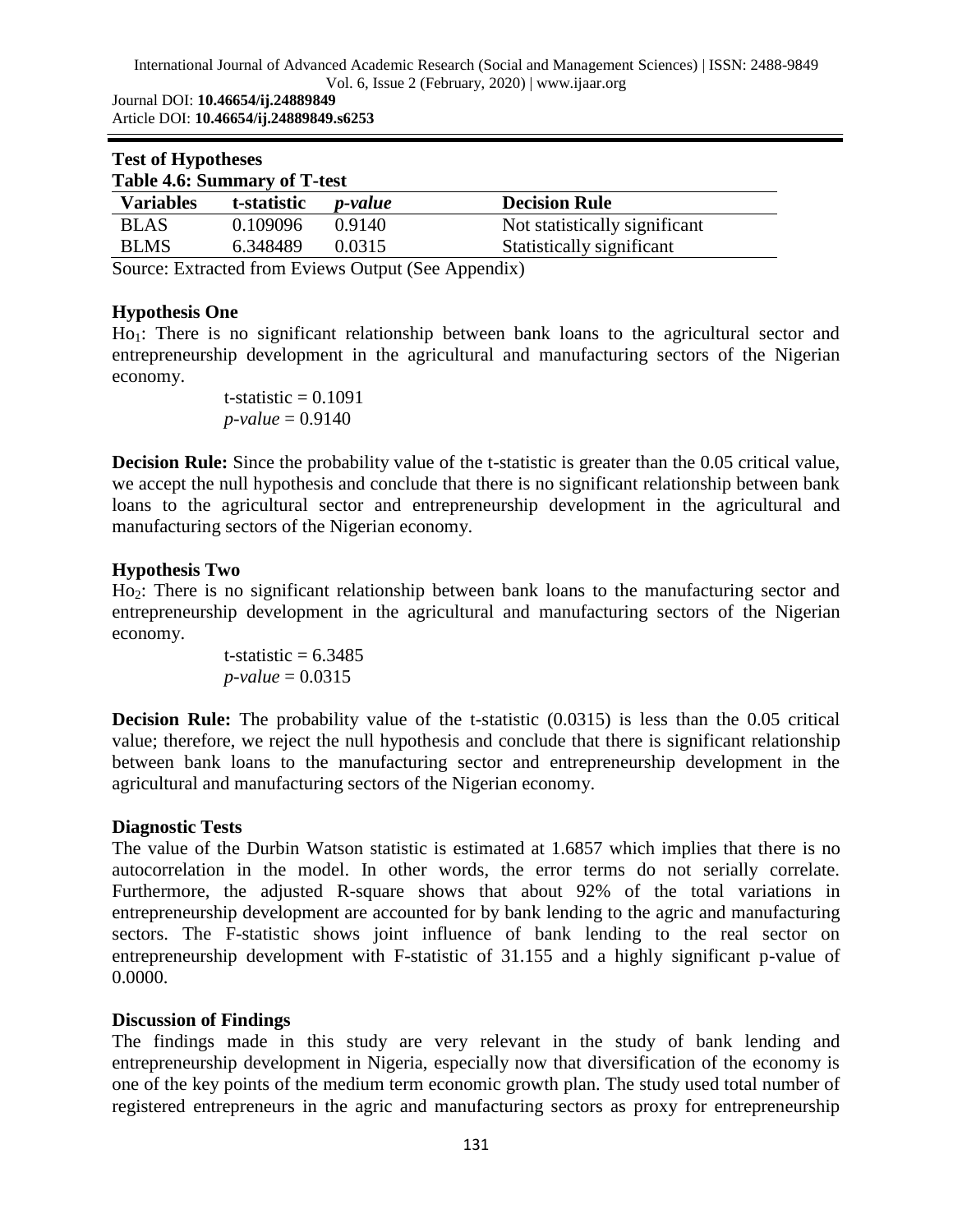### Test of Hypotheses

**Table 4.6: Summary of T-test**

| Variables | t-statistic | *p-value* | Decision Rule |
|---|---|---|---|
| BLAS | 0.109096 | 0.9140 | Not statistically significant |
| BLMS | 6.348489 | 0.0315 | Statistically significant |

Source: Extracted from Eviews Output (See Appendix)

**Hypothesis One**

$Ho_1$: There is no significant relationship between bank loans to the agricultural sector and entrepreneurship development in the agricultural and manufacturing sectors of the Nigerian economy.

t-statistic = 0.1091
*p-value* = 0.9140

**Decision Rule:** Since the probability value of the t-statistic is greater than the 0.05 critical value, we accept the null hypothesis and conclude that there is no significant relationship between bank loans to the agricultural sector and entrepreneurship development in the agricultural and manufacturing sectors of the Nigerian economy.

**Hypothesis Two**

$Ho_2$: There is no significant relationship between bank loans to the manufacturing sector and entrepreneurship development in the agricultural and manufacturing sectors of the Nigerian economy.

t-statistic = 6.3485
*p-value* = 0.0315

**Decision Rule:** The probability value of the t-statistic (0.0315) is less than the 0.05 critical value; therefore, we reject the null hypothesis and conclude that there is significant relationship between bank loans to the manufacturing sector and entrepreneurship development in the agricultural and manufacturing sectors of the Nigerian economy.

**Diagnostic Tests**

The value of the Durbin Watson statistic is estimated at 1.6857 which implies that there is no autocorrelation in the model. In other words, the error terms do not serially correlate. Furthermore, the adjusted R-square shows that about 92% of the total variations in entrepreneurship development are accounted for by bank lending to the agric and manufacturing sectors. The F-statistic shows joint influence of bank lending to the real sector on entrepreneurship development with F-statistic of 31.155 and a highly significant p-value of 0.0000.

**Discussion of Findings**

The findings made in this study are very relevant in the study of bank lending and entrepreneurship development in Nigeria, especially now that diversification of the economy is one of the key points of the medium term economic growth plan. The study used total number of registered entrepreneurs in the agric and manufacturing sectors as proxy for entrepreneurship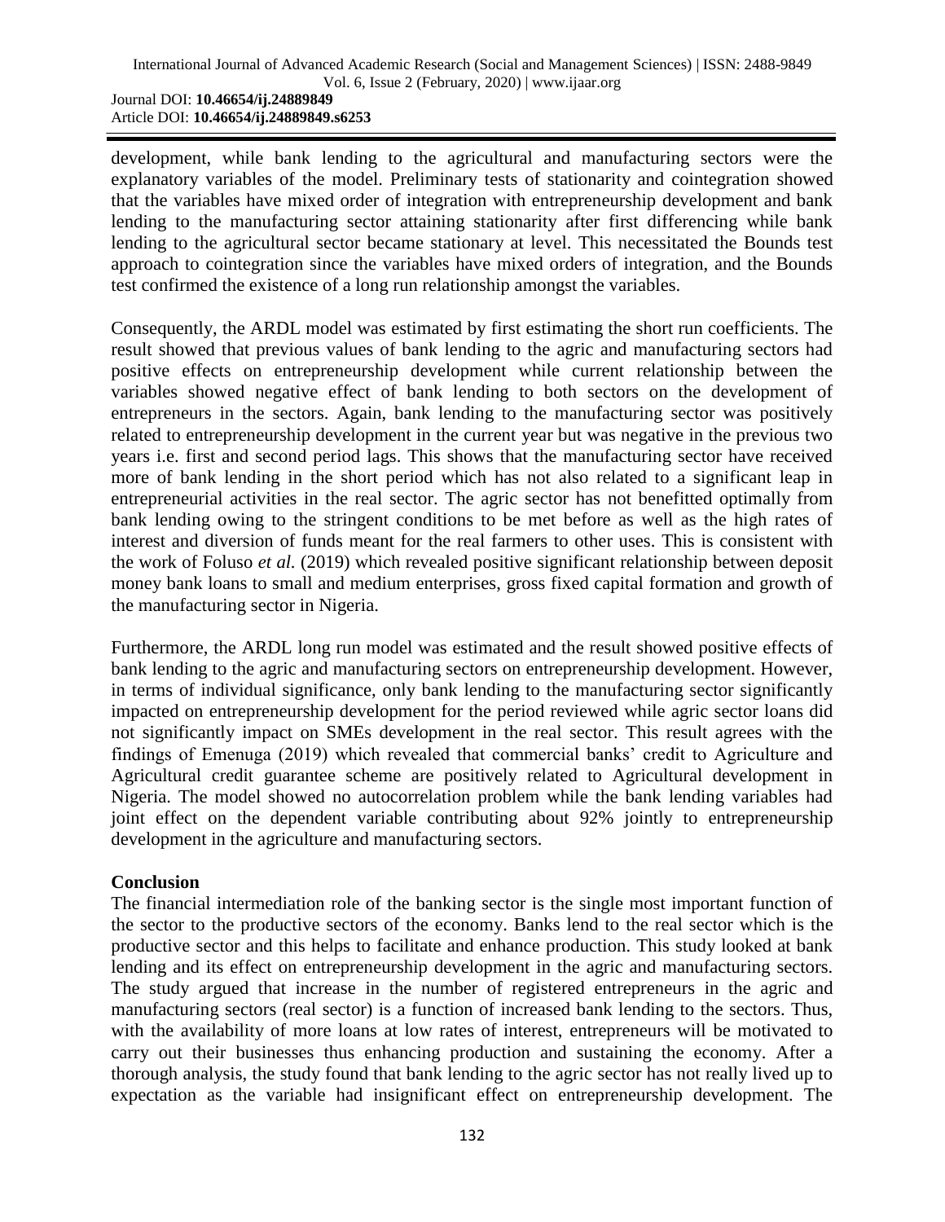development, while bank lending to the agricultural and manufacturing sectors were the explanatory variables of the model. Preliminary tests of stationarity and cointegration showed that the variables have mixed order of integration with entrepreneurship development and bank lending to the manufacturing sector attaining stationarity after first differencing while bank lending to the agricultural sector became stationary at level. This necessitated the Bounds test approach to cointegration since the variables have mixed orders of integration, and the Bounds test confirmed the existence of a long run relationship amongst the variables.

Consequently, the ARDL model was estimated by first estimating the short run coefficients. The result showed that previous values of bank lending to the agric and manufacturing sectors had positive effects on entrepreneurship development while current relationship between the variables showed negative effect of bank lending to both sectors on the development of entrepreneurs in the sectors. Again, bank lending to the manufacturing sector was positively related to entrepreneurship development in the current year but was negative in the previous two years i.e. first and second period lags. This shows that the manufacturing sector have received more of bank lending in the short period which has not also related to a significant leap in entrepreneurial activities in the real sector. The agric sector has not benefitted optimally from bank lending owing to the stringent conditions to be met before as well as the high rates of interest and diversion of funds meant for the real farmers to other uses. This is consistent with the work of Foluso *et al.* (2019) which revealed positive significant relationship between deposit money bank loans to small and medium enterprises, gross fixed capital formation and growth of the manufacturing sector in Nigeria.

Furthermore, the ARDL long run model was estimated and the result showed positive effects of bank lending to the agric and manufacturing sectors on entrepreneurship development. However, in terms of individual significance, only bank lending to the manufacturing sector significantly impacted on entrepreneurship development for the period reviewed while agric sector loans did not significantly impact on SMEs development in the real sector. This result agrees with the findings of Emenuga (2019) which revealed that commercial banks' credit to Agriculture and Agricultural credit guarantee scheme are positively related to Agricultural development in Nigeria. The model showed no autocorrelation problem while the bank lending variables had joint effect on the dependent variable contributing about 92% jointly to entrepreneurship development in the agriculture and manufacturing sectors.

## Conclusion

The financial intermediation role of the banking sector is the single most important function of the sector to the productive sectors of the economy. Banks lend to the real sector which is the productive sector and this helps to facilitate and enhance production. This study looked at bank lending and its effect on entrepreneurship development in the agric and manufacturing sectors. The study argued that increase in the number of registered entrepreneurs in the agric and manufacturing sectors (real sector) is a function of increased bank lending to the sectors. Thus, with the availability of more loans at low rates of interest, entrepreneurs will be motivated to carry out their businesses thus enhancing production and sustaining the economy. After a thorough analysis, the study found that bank lending to the agric sector has not really lived up to expectation as the variable had insignificant effect on entrepreneurship development. The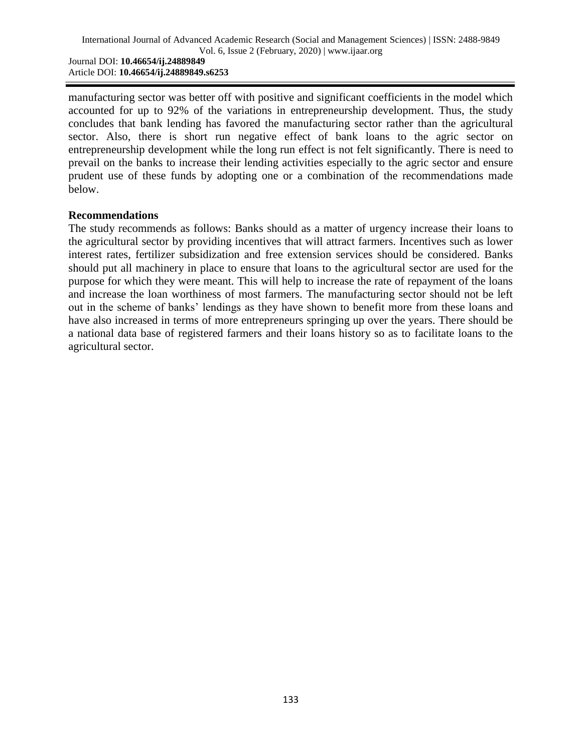manufacturing sector was better off with positive and significant coefficients in the model which accounted for up to 92% of the variations in entrepreneurship development. Thus, the study concludes that bank lending has favored the manufacturing sector rather than the agricultural sector. Also, there is short run negative effect of bank loans to the agric sector on entrepreneurship development while the long run effect is not felt significantly. There is need to prevail on the banks to increase their lending activities especially to the agric sector and ensure prudent use of these funds by adopting one or a combination of the recommendations made below.

## Recommendations

The study recommends as follows: Banks should as a matter of urgency increase their loans to the agricultural sector by providing incentives that will attract farmers. Incentives such as lower interest rates, fertilizer subsidization and free extension services should be considered. Banks should put all machinery in place to ensure that loans to the agricultural sector are used for the purpose for which they were meant. This will help to increase the rate of repayment of the loans and increase the loan worthiness of most farmers. The manufacturing sector should not be left out in the scheme of banks' lendings as they have shown to benefit more from these loans and have also increased in terms of more entrepreneurs springing up over the years. There should be a national data base of registered farmers and their loans history so as to facilitate loans to the agricultural sector.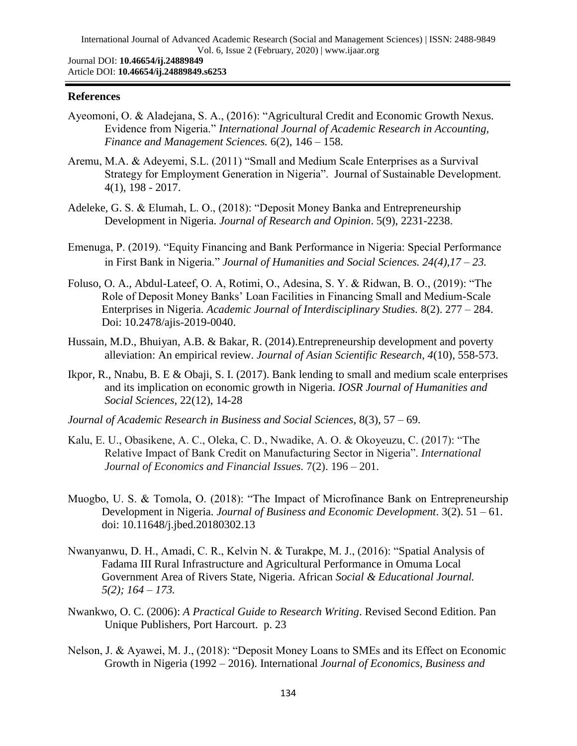## References

Ayeomoni, O. & Aladejana, S. A., (2016): "Agricultural Credit and Economic Growth Nexus. Evidence from Nigeria." *International Journal of Academic Research in Accounting, Finance and Management Sciences.* 6(2), 146 – 158.

Aremu, M.A. & Adeyemi, S.L. (2011) "Small and Medium Scale Enterprises as a Survival Strategy for Employment Generation in Nigeria". Journal of Sustainable Development. 4(1), 198 - 2017.

Adeleke, G. S. & Elumah, L. O., (2018): "Deposit Money Banka and Entrepreneurship Development in Nigeria. *Journal of Research and Opinion*. 5(9), 2231-2238.

Emenuga, P. (2019). "Equity Financing and Bank Performance in Nigeria: Special Performance in First Bank in Nigeria." *Journal of Humanities and Social Sciences. 24(4),17 – 23.*

Foluso, O. A., Abdul-Lateef, O. A, Rotimi, O., Adesina, S. Y. & Ridwan, B. O., (2019): "The Role of Deposit Money Banks' Loan Facilities in Financing Small and Medium-Scale Enterprises in Nigeria. *Academic Journal of Interdisciplinary Studies.* 8(2). 277 – 284. Doi: 10.2478/ajis-2019-0040.

Hussain, M.D., Bhuiyan, A.B. & Bakar, R. (2014).Entrepreneurship development and poverty alleviation: An empirical review. *Journal of Asian Scientific Research, 4*(10), 558-573.

Ikpor, R., Nnabu, B. E & Obaji, S. I. (2017). Bank lending to small and medium scale enterprises and its implication on economic growth in Nigeria. *IOSR Journal of Humanities and Social Sciences,* 22(12), 14-28

*Journal of Academic Research in Business and Social Sciences,* 8(3), 57 – 69.

Kalu, E. U., Obasikene, A. C., Oleka, C. D., Nwadike, A. O. & Okoyeuzu, C. (2017): "The Relative Impact of Bank Credit on Manufacturing Sector in Nigeria". *International Journal of Economics and Financial Issues.* 7(2). 196 – 201.

Muogbo, U. S. & Tomola, O. (2018): "The Impact of Microfinance Bank on Entrepreneurship Development in Nigeria. *Journal of Business and Economic Development*. 3(2). 51 – 61. doi: 10.11648/j.jbed.20180302.13

Nwanyanwu, D. H., Amadi, C. R., Kelvin N. & Turakpe, M. J., (2016): "Spatial Analysis of Fadama III Rural Infrastructure and Agricultural Performance in Omuma Local Government Area of Rivers State, Nigeria. African *Social & Educational Journal. 5(2); 164 – 173.*

Nwankwo, O. C. (2006): *A Practical Guide to Research Writing*. Revised Second Edition. Pan Unique Publishers, Port Harcourt. p. 23

Nelson, J. & Ayawei, M. J., (2018): "Deposit Money Loans to SMEs and its Effect on Economic Growth in Nigeria (1992 – 2016). International *Journal of Economics, Business and*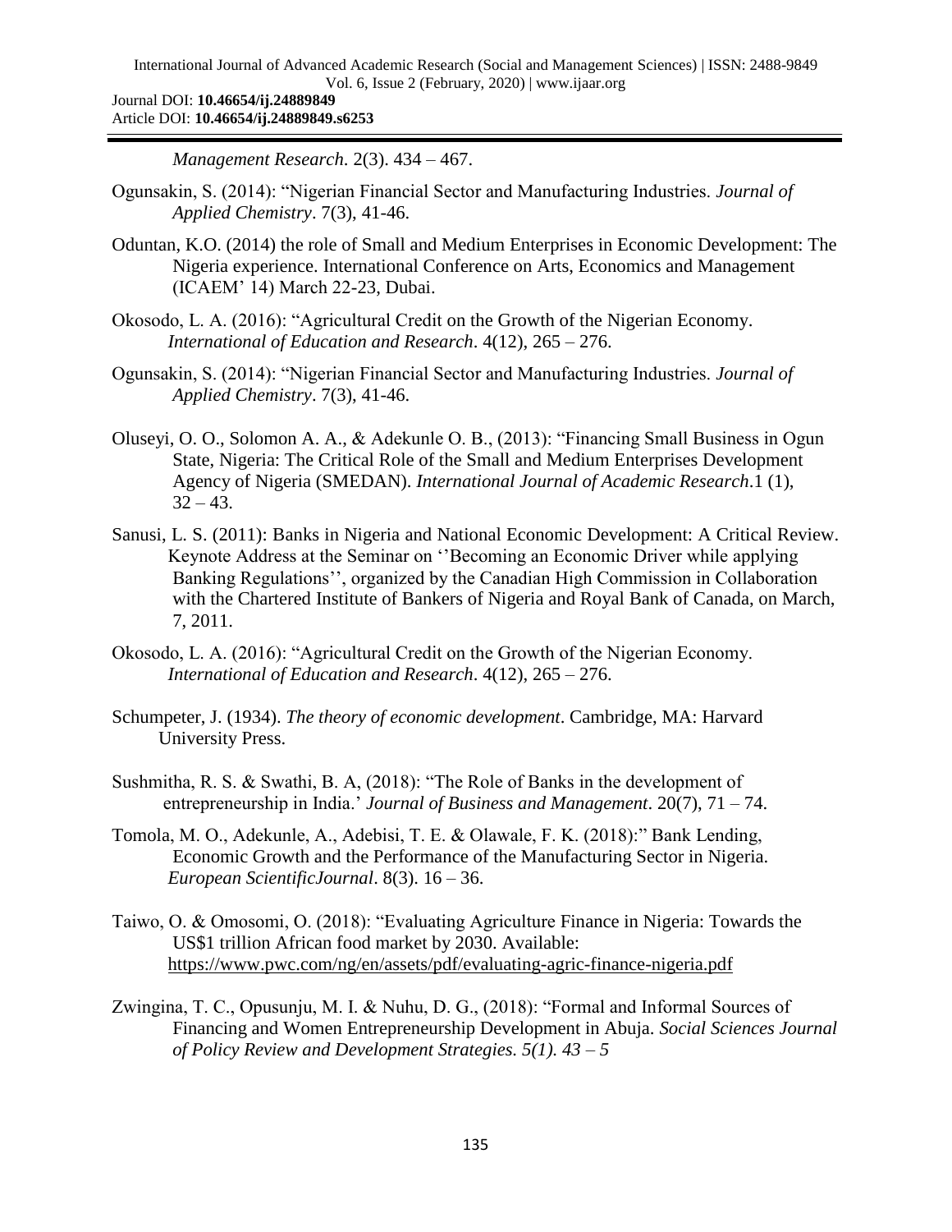*Management Research*. 2(3). 434 – 467.

Ogunsakin, S. (2014): "Nigerian Financial Sector and Manufacturing Industries. *Journal of Applied Chemistry*. 7(3), 41-46.

Oduntan, K.O. (2014) the role of Small and Medium Enterprises in Economic Development: The Nigeria experience. International Conference on Arts, Economics and Management (ICAEM' 14) March 22-23, Dubai.

Okosodo, L. A. (2016): "Agricultural Credit on the Growth of the Nigerian Economy. *International of Education and Research*. 4(12), 265 – 276.

Ogunsakin, S. (2014): "Nigerian Financial Sector and Manufacturing Industries. *Journal of Applied Chemistry*. 7(3), 41-46.

Oluseyi, O. O., Solomon A. A., & Adekunle O. B., (2013): "Financing Small Business in Ogun State, Nigeria: The Critical Role of the Small and Medium Enterprises Development Agency of Nigeria (SMEDAN). *International Journal of Academic Research*.1 (1), 32 – 43.

Sanusi, L. S. (2011): Banks in Nigeria and National Economic Development: A Critical Review. Keynote Address at the Seminar on ''Becoming an Economic Driver while applying Banking Regulations'', organized by the Canadian High Commission in Collaboration with the Chartered Institute of Bankers of Nigeria and Royal Bank of Canada, on March, 7, 2011.

Okosodo, L. A. (2016): "Agricultural Credit on the Growth of the Nigerian Economy. *International of Education and Research*. 4(12), 265 – 276.

Schumpeter, J. (1934). *The theory of economic development*. Cambridge, MA: Harvard University Press.

Sushmitha, R. S. & Swathi, B. A, (2018): "The Role of Banks in the development of entrepreneurship in India.' *Journal of Business and Management*. 20(7), 71 – 74.

Tomola, M. O., Adekunle, A., Adebisi, T. E. & Olawale, F. K. (2018):" Bank Lending, Economic Growth and the Performance of the Manufacturing Sector in Nigeria. *European ScientificJournal*. 8(3). 16 – 36.

Taiwo, O. & Omosomi, O. (2018): "Evaluating Agriculture Finance in Nigeria: Towards the US$1 trillion African food market by 2030. Available: https://www.pwc.com/ng/en/assets/pdf/evaluating-agric-finance-nigeria.pdf

Zwingina, T. C., Opusunju, M. I. & Nuhu, D. G., (2018): "Formal and Informal Sources of Financing and Women Entrepreneurship Development in Abuja. *Social Sciences Journal of Policy Review and Development Strategies. 5(1). 43 – 5*